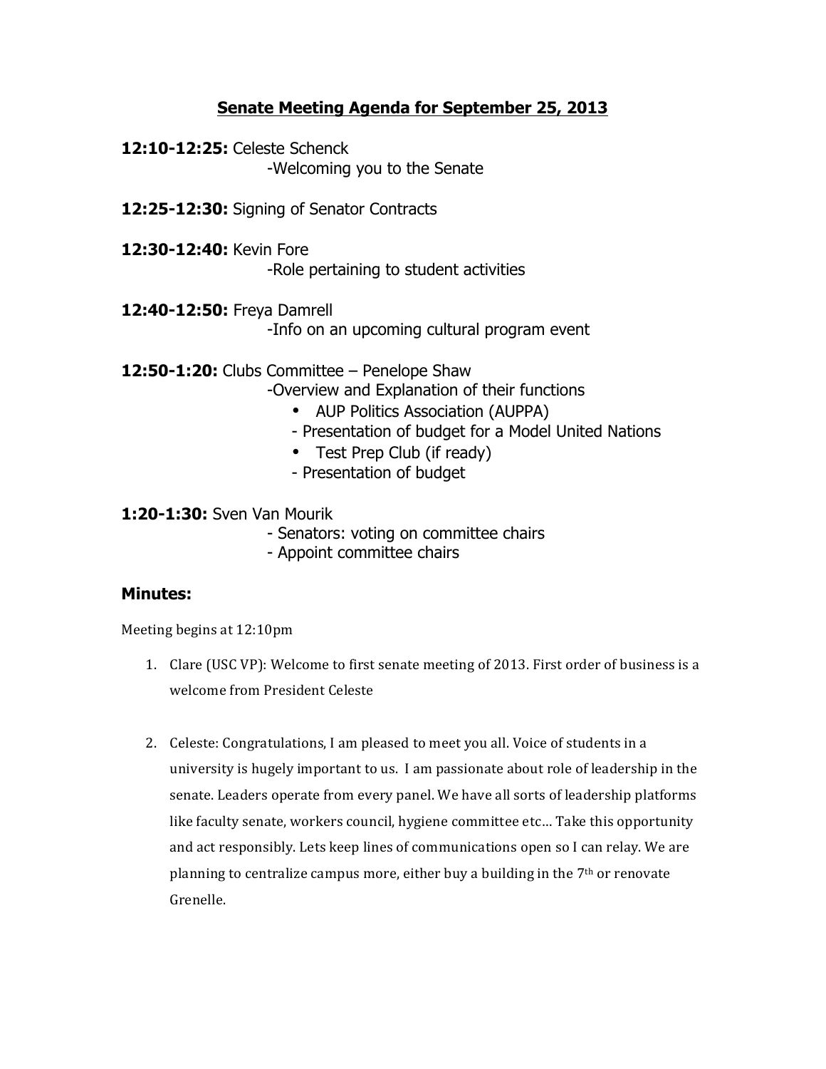## Senate Meeting Agenda for September 25, 2013

**12:10-12:25:** Celeste Schenck
-Welcoming you to the Senate

**12:25-12:30:** Signing of Senator Contracts

**12:30-12:40:** Kevin Fore
-Role pertaining to student activities

**12:40-12:50:** Freya Damrell
-Info on an upcoming cultural program event

**12:50-1:20:** Clubs Committee – Penelope Shaw
-Overview and Explanation of their functions

- AUP Politics Association (AUPPA)
  - Presentation of budget for a Model United Nations
- Test Prep Club (if ready)
  - Presentation of budget

**1:20-1:30:** Sven Van Mourik
- Senators: voting on committee chairs
- Appoint committee chairs

### Minutes:

Meeting begins at 12:10pm

1. Clare (USC VP): Welcome to first senate meeting of 2013. First order of business is a welcome from President Celeste

2. Celeste: Congratulations, I am pleased to meet you all. Voice of students in a university is hugely important to us. I am passionate about role of leadership in the senate. Leaders operate from every panel. We have all sorts of leadership platforms like faculty senate, workers council, hygiene committee etc… Take this opportunity and act responsibly. Lets keep lines of communications open so I can relay. We are planning to centralize campus more, either buy a building in the 7th or renovate Grenelle.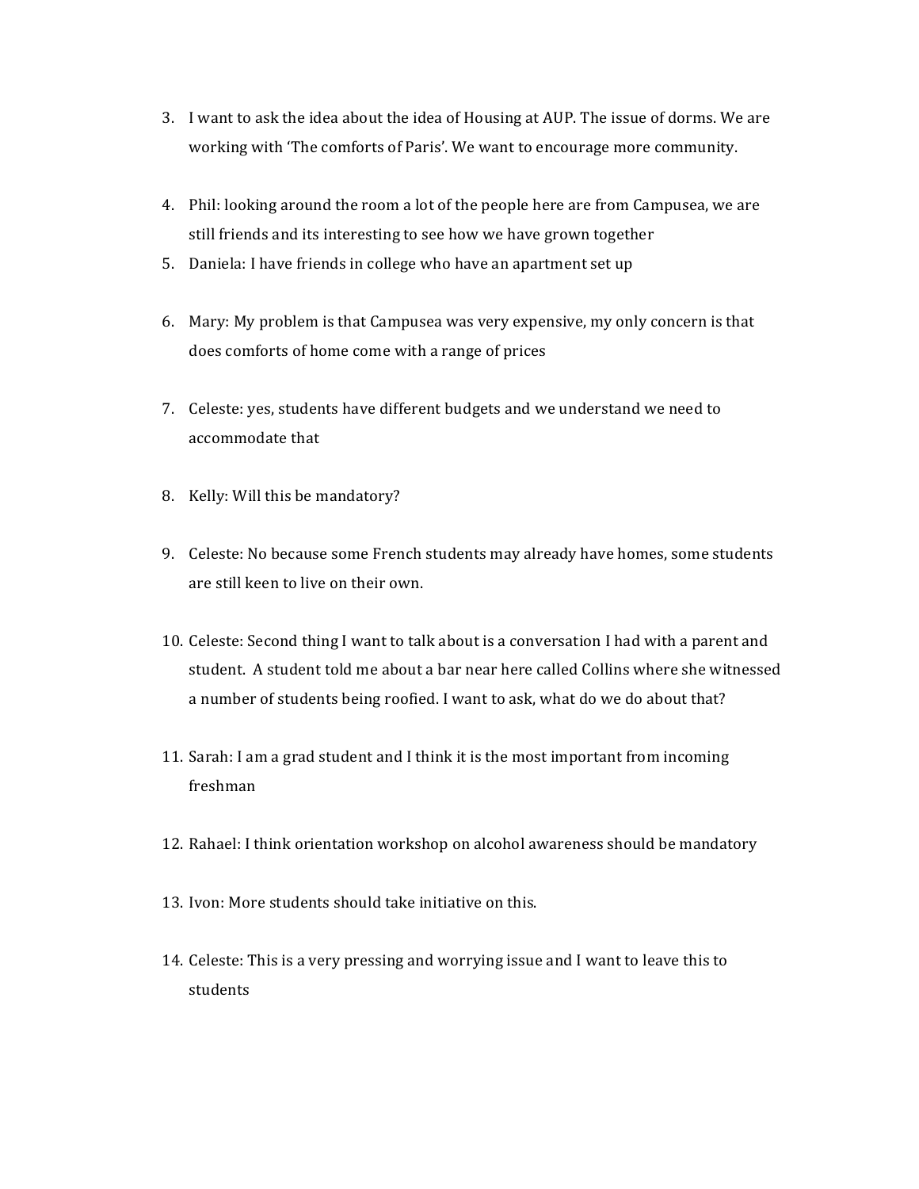3. I want to ask the idea about the idea of Housing at AUP. The issue of dorms. We are working with 'The comforts of Paris'. We want to encourage more community.

4. Phil: looking around the room a lot of the people here are from Campusea, we are still friends and its interesting to see how we have grown together
5. Daniela: I have friends in college who have an apartment set up

6. Mary: My problem is that Campusea was very expensive, my only concern is that does comforts of home come with a range of prices

7. Celeste: yes, students have different budgets and we understand we need to accommodate that

8. Kelly: Will this be mandatory?

9. Celeste: No because some French students may already have homes, some students are still keen to live on their own.

10. Celeste: Second thing I want to talk about is a conversation I had with a parent and student. A student told me about a bar near here called Collins where she witnessed a number of students being roofied. I want to ask, what do we do about that?

11. Sarah: I am a grad student and I think it is the most important from incoming freshman

12. Rahael: I think orientation workshop on alcohol awareness should be mandatory

13. Ivon: More students should take initiative on this.

14. Celeste: This is a very pressing and worrying issue and I want to leave this to students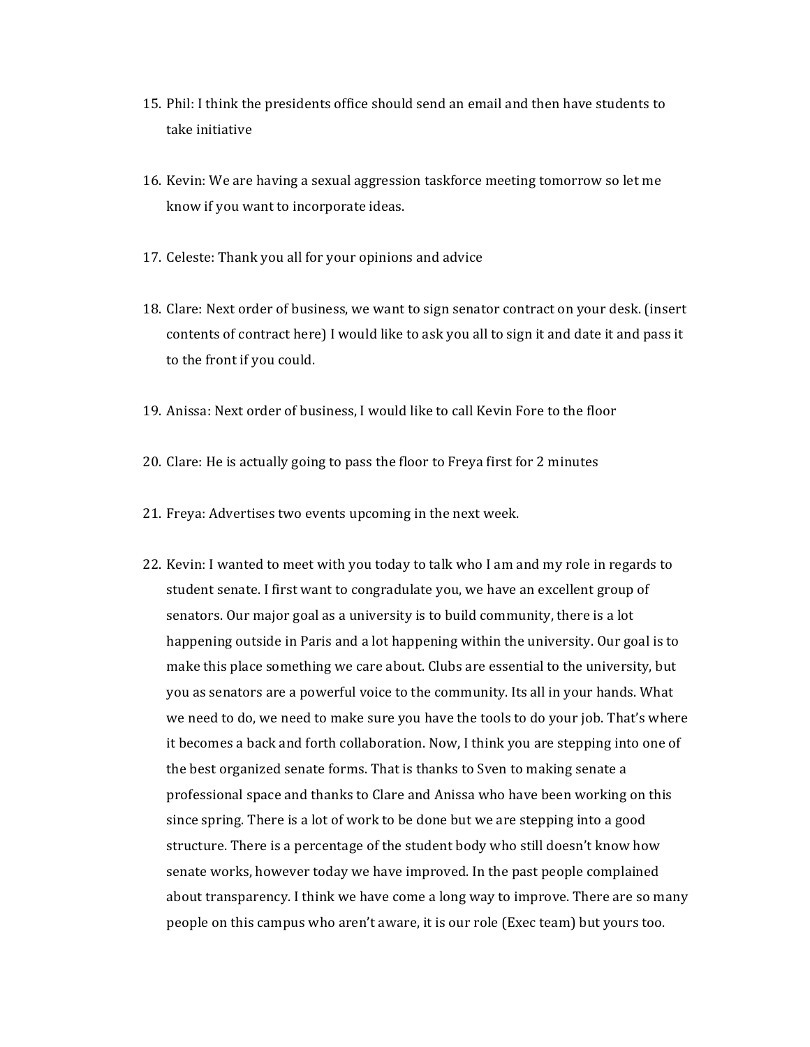15. Phil: I think the presidents office should send an email and then have students to take initiative

16. Kevin: We are having a sexual aggression taskforce meeting tomorrow so let me know if you want to incorporate ideas.

17. Celeste: Thank you all for your opinions and advice

18. Clare: Next order of business, we want to sign senator contract on your desk. (insert contents of contract here) I would like to ask you all to sign it and date it and pass it to the front if you could.

19. Anissa: Next order of business, I would like to call Kevin Fore to the floor

20. Clare: He is actually going to pass the floor to Freya first for 2 minutes

21. Freya: Advertises two events upcoming in the next week.

22. Kevin: I wanted to meet with you today to talk who I am and my role in regards to student senate. I first want to congradulate you, we have an excellent group of senators. Our major goal as a university is to build community, there is a lot happening outside in Paris and a lot happening within the university. Our goal is to make this place something we care about. Clubs are essential to the university, but you as senators are a powerful voice to the community. Its all in your hands. What we need to do, we need to make sure you have the tools to do your job. That's where it becomes a back and forth collaboration. Now, I think you are stepping into one of the best organized senate forms. That is thanks to Sven to making senate a professional space and thanks to Clare and Anissa who have been working on this since spring. There is a lot of work to be done but we are stepping into a good structure. There is a percentage of the student body who still doesn't know how senate works, however today we have improved. In the past people complained about transparency. I think we have come a long way to improve. There are so many people on this campus who aren't aware, it is our role (Exec team) but yours too.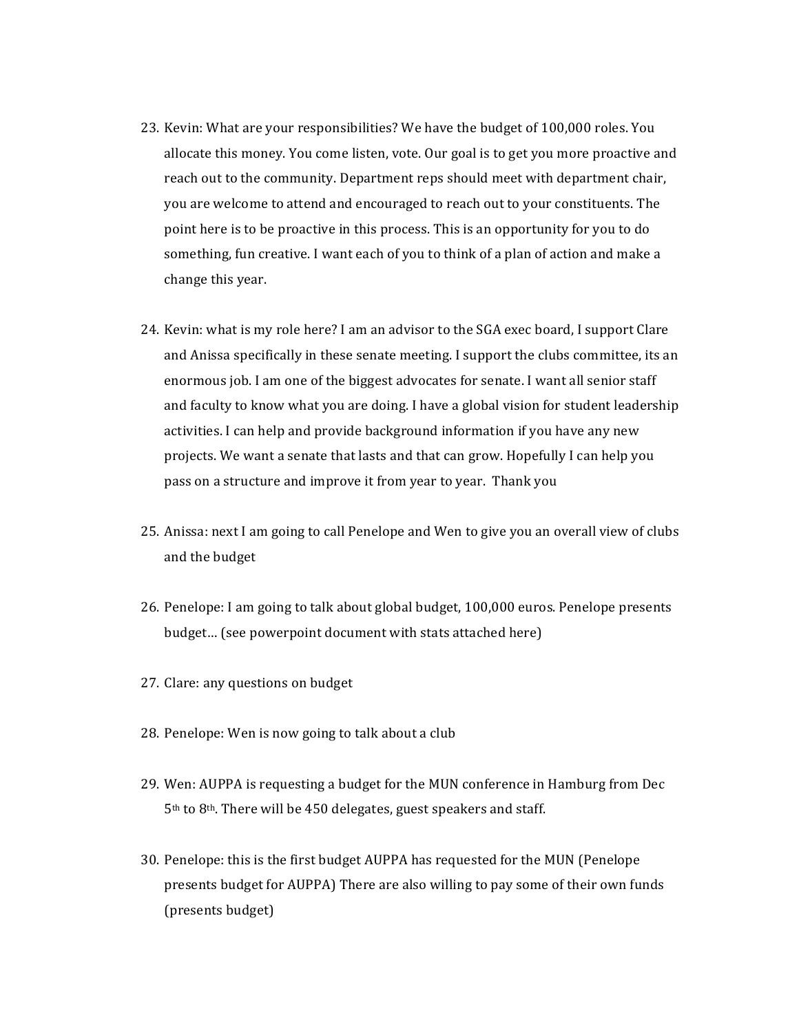23. Kevin: What are your responsibilities? We have the budget of 100,000 roles. You allocate this money. You come listen, vote. Our goal is to get you more proactive and reach out to the community. Department reps should meet with department chair, you are welcome to attend and encouraged to reach out to your constituents. The point here is to be proactive in this process. This is an opportunity for you to do something, fun creative. I want each of you to think of a plan of action and make a change this year.

24. Kevin: what is my role here? I am an advisor to the SGA exec board, I support Clare and Anissa specifically in these senate meeting. I support the clubs committee, its an enormous job. I am one of the biggest advocates for senate. I want all senior staff and faculty to know what you are doing. I have a global vision for student leadership activities. I can help and provide background information if you have any new projects. We want a senate that lasts and that can grow. Hopefully I can help you pass on a structure and improve it from year to year. Thank you

25. Anissa: next I am going to call Penelope and Wen to give you an overall view of clubs and the budget

26. Penelope: I am going to talk about global budget, 100,000 euros. Penelope presents budget… (see powerpoint document with stats attached here)

27. Clare: any questions on budget

28. Penelope: Wen is now going to talk about a club

29. Wen: AUPPA is requesting a budget for the MUN conference in Hamburg from Dec 5th to 8th. There will be 450 delegates, guest speakers and staff.

30. Penelope: this is the first budget AUPPA has requested for the MUN (Penelope presents budget for AUPPA) There are also willing to pay some of their own funds (presents budget)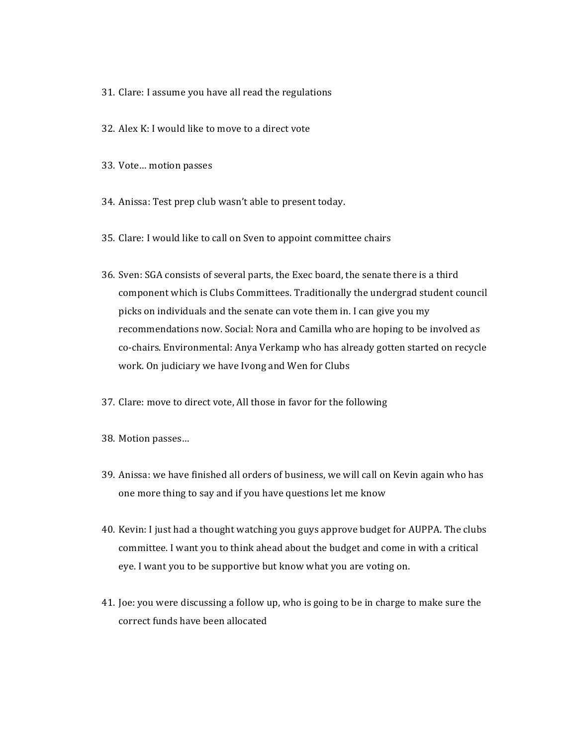31. Clare: I assume you have all read the regulations

32. Alex K: I would like to move to a direct vote

33. Vote… motion passes

34. Anissa: Test prep club wasn't able to present today.

35. Clare: I would like to call on Sven to appoint committee chairs

36. Sven: SGA consists of several parts, the Exec board, the senate there is a third component which is Clubs Committees. Traditionally the undergrad student council picks on individuals and the senate can vote them in. I can give you my recommendations now. Social: Nora and Camilla who are hoping to be involved as co-chairs. Environmental: Anya Verkamp who has already gotten started on recycle work. On judiciary we have Ivong and Wen for Clubs

37. Clare: move to direct vote, All those in favor for the following

38. Motion passes…

39. Anissa: we have finished all orders of business, we will call on Kevin again who has one more thing to say and if you have questions let me know

40. Kevin: I just had a thought watching you guys approve budget for AUPPA. The clubs committee. I want you to think ahead about the budget and come in with a critical eye. I want you to be supportive but know what you are voting on.

41. Joe: you were discussing a follow up, who is going to be in charge to make sure the correct funds have been allocated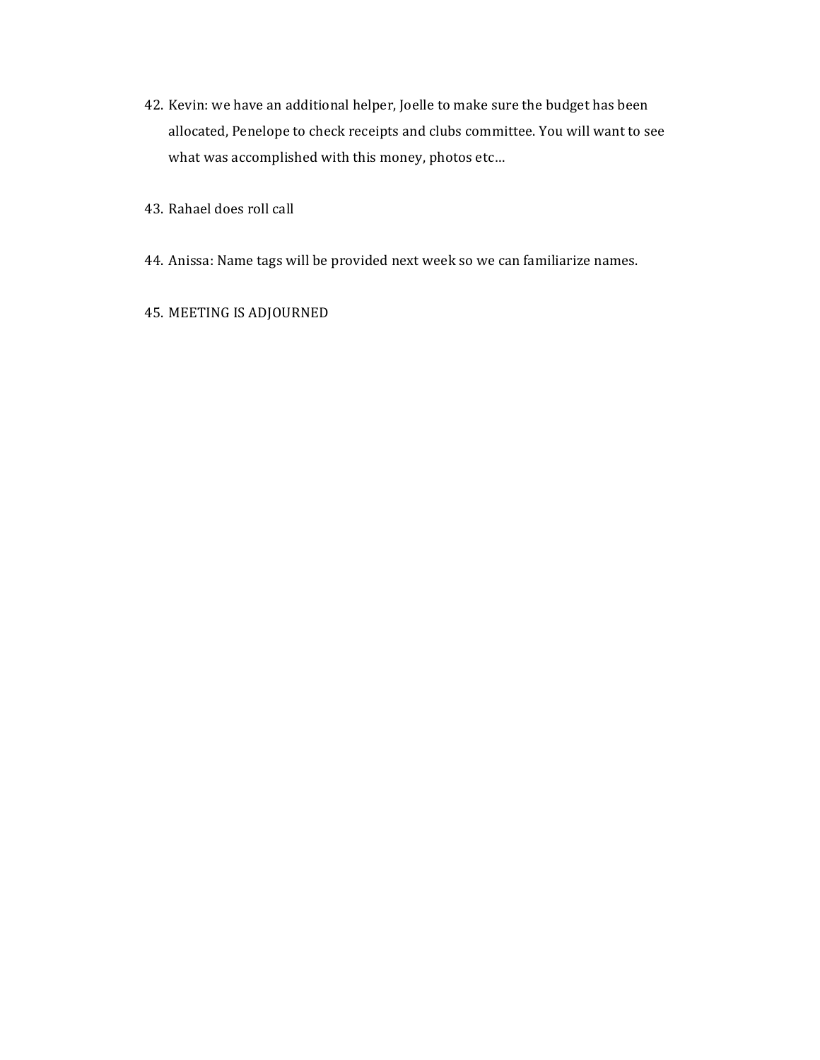42. Kevin: we have an additional helper, Joelle to make sure the budget has been allocated, Penelope to check receipts and clubs committee. You will want to see what was accomplished with this money, photos etc…

43. Rahael does roll call

44. Anissa: Name tags will be provided next week so we can familiarize names.

45. MEETING IS ADJOURNED